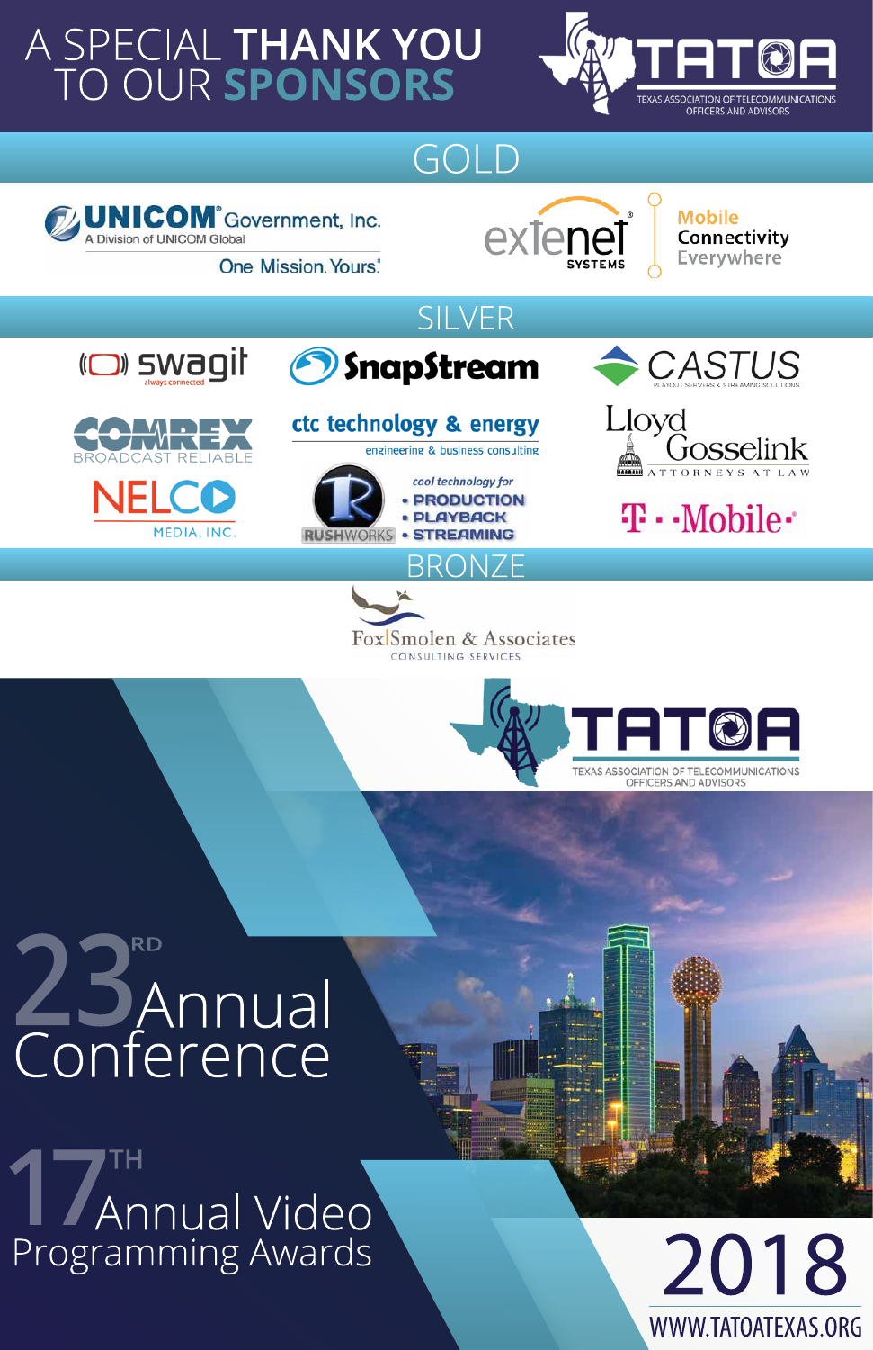# A SPECIAL THANK YOU TO OUR SPONSORS

TATOA
TEXAS ASSOCIATION OF TELECOMMUNICATIONS OFFICERS AND ADVISORS

## GOLD

UNICOM Government, Inc.
A Division of UNICOM Global
One Mission. Yours.

extenet SYSTEMS
Mobile Connectivity Everywhere

## SILVER

swagit
always connected

SnapStream

CASTUS
PLAYOUT SERVERS & STREAMING SOLUTIONS

COMREX
BROADCAST RELIABLE

ctc technology & energy
engineering & business consulting

Lloyd Gosselink
ATTORNEYS AT LAW

NELCO MEDIA, INC.

RUSHWORKS
cool technology for
- PRODUCTION
- PLAYBACK
- STREAMING

T-Mobile

## BRONZE

Fox|Smolen & Associates
CONSULTING SERVICES

TATOA
TEXAS ASSOCIATION OF TELECOMMUNICATIONS OFFICERS AND ADVISORS

# 23RD Annual Conference

# 17TH Annual Video Programming Awards

2018

WWW.TATOATEXAS.ORG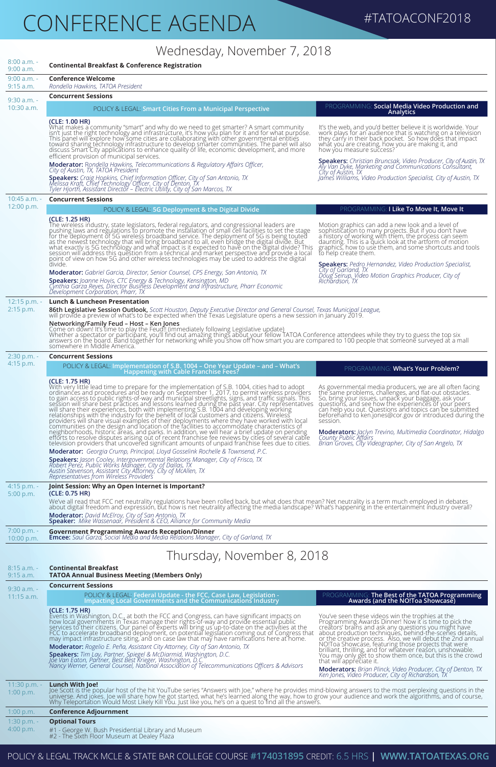# CONFERENCE AGENDA

#TATOACONF2018

## Wednesday, November 7, 2018

**8:00 a.m. - 9:00 a.m.**
**Continental Breakfast & Conference Registration**

**9:00 a.m. - 9:15 a.m.**
**Conference Welcome**
*Rondella Hawkins, TATOA President*

**9:30 a.m. - 10:30 a.m.**
**Concurrent Sessions**

### POLICY & LEGAL: Smart Cities From a Municipal Perspective

**(CLE: 1.00 HR)**
What makes a community "smart" and why do we need to get smarter? A smart community isn't just the right technology and infrastructure, it's how you plan for it and for what purpose. This panel will explore how some cities are collaborating with other governmental entities toward sharing technology infrastructure to develop smarter communities. The panel will also discuss Smart City applications to enhance quality of life, economic development, and more efficient provision of municipal services.

**Moderator:** *Rondella Hawkins, Telecommunications & Regulatory Affairs Officer, City of Austin, TX, TATOA President*
**Speakers:** *Craig Hopkins, Chief Information Officer, City of San Antonio, TX*
*Melissa Kraft, Chief Technology Officer, City of Denton, TX*
*Tyler Hjorth, Assistant Director – Electric Utility, City of San Marcos, TX*

### PROGRAMMING: Social Media Video Production and Analytics

It's the web, and you'd better believe it is worldwide. Your work plays for an audience that is watching on a television they carry in their back pocket. So how does that impact what you are creating, how you are making it, and how you measure success?

**Speakers:** *Christian Bruncsak, Video Producer, City of Austin, TX*
*Aly Van Dyke, Marketing and Communications Consultant, City of Austin, TX*
*James Williams, Video Production Specialist, City of Austin, TX*

**10:45 a.m. - 12:00 p.m.**
**Concurrent Sessions**

### POLICY & LEGAL: 5G Deployment & the Digital Divide

**(CLE: 1.25 HR)**
The wireless industry, state legislators, federal regulators, and congressional leaders are pushing laws and regulations to promote the installation of small cell facilities to set the stage for the deployment of 5G wireless broadband service. The deployment of 5G is being touted as the newest technology that will bring broadband to all, even bridge the digital divide. But what exactly is 5G technology and what impact is it expected to have on the digital divide? This session will address this question from a technical and market perspective and provide a local point of view on how 5G and other wireless technologies may be used to address the digital divide.

**Moderator:** *Gabriel Garcia, Director, Senior Counsel, CPS Energy, San Antonio, TX*
**Speakers:** *Joanne Hovis, CTC Energy & Technology, Kensington, MD*
*Cynthia Garza Reyes, Director Business Development and Infrastructure, Pharr Economic Development Corporation, Pharr, TX*

### PROGRAMMING: I Like To Move It, Move It

Motion graphics can add a new look and a level of sophistication to many projects. But if you don't have a history of working with them, the process can seem daunting. This is a quick look at the artform of motion graphics, how to use them, and some shortcuts and tools to help create them.

**Speakers:** *Pedro Hernandez, Video Production Specialist, City of Garland, TX*
*Doug Seirup, Video Motion Graphics Producer, City of Richardson, TX*

**12:15 p.m. - 2:15 p.m.**
**Lunch & Luncheon Presentation**

**86th Legislative Session Outlook,** *Scott Houston, Deputy Executive Director and General Counsel, Texas Municipal League,* will provide a preview of what's to be expected when the Texas Legislature opens a new session in January 2019.

**Networking/Family Feud – Host – Ken Jones**
Come on down! It's time to play the Feud!! (immediately following Legislative update)
Whether a spectator or participant, you'll find out amazing things about your fellow TATOA Conference attendees while they try to guess the top six answers on the board. Band together for networking while you show off how smart you are compared to 100 people that someone surveyed at a mall somewhere in Middle America.

**2:30 p.m. - 4:15 p.m.**
**Concurrent Sessions**

### POLICY & LEGAL: Implementation of S.B. 1004 – One Year Update – and – What's Happening with Cable Franchise Fees?

**(CLE: 1.75 HR)**
With very little lead time to prepare for the implementation of S.B. 1004, cities had to adopt ordinances and procedures and be ready on September 1, 2017, to permit wireless providers to gain access to public rights-of-way and municipal streetlights, signs, and traffic signals. This session will share best practices and lessons learned during the past year. City representatives will share their experiences, both with implementing S.B. 1004 and developing working relationships with the industry for the benefit of local customers and citizens. Wireless providers will share visual examples of their deployments where they have worked with local communities on the design and location of the facilities to accommodate characteristics of neighborhoods, historic areas, and parks. In addition, we will hear a brief update on pending efforts to resolve disputes arising out of recent franchise fee reviews by cities of several cable television providers that uncovered significant amounts of unpaid franchise fees due to cities.

**Moderator:** *Georgia Crump, Principal, Lloyd Gosselink Rochelle & Townsend, P.C.*
**Speakers:** *Jason Cooley, Intergovernmental Relations Manager, City of Frisco, TX*
*Robert Perez, Public Works Manager, City of Dallas, TX*
*Austin Stevenson, Assistant City Attorney, City of McAllen, TX*
*Representatives from Wireless Providers*

### PROGRAMMING: What's Your Problem?

As governmental media producers, we are all often facing the same problems, challenges, and flat-out obstacles. So, bring your issues, unpack your baggage, ask your questions, and see how the experiences of your peers can help you out. Questions and topics can be submitted beforehand to ken.jones@cor.gov or introduced during the session.

**Moderators:** *Jaclyn Trevino, Multimedia Coordinator, Hidalgo County Public Affairs*
*Brian Groves, City Videographer, City of San Angelo, TX*

**4:15 p.m. - 5:00 p.m.**
**Joint Session: Why an Open Internet is Important?**
**(CLE: 0.75 HR)**
We've all read that FCC net neutrality regulations have been rolled back, but what does that mean? Net neutrality is a term much employed in debates about digital freedom and expression, but how is net neutrality affecting the media landscape? What's happening in the entertainment industry overall?
**Moderator:** *David McElroy, City of San Antonio, TX*
**Speaker:** *Mike Wassenaar, President & CEO, Alliance for Community Media*

**7:00 p.m. - 10:00 p.m.**
**Government Programming Awards Reception/Dinner**
**Emcee:** *Saul Garza, Social Media and Media Relations Manager, City of Garland, TX*

## Thursday, November 8, 2018

**8:15 a.m. - 9:15 a.m.**
**Continental Breakfast**
**TATOA Annual Business Meeting (Members Only)**

**9:30 a.m. - 11:15 a.m.**
**Concurrent Sessions**

### POLICY & LEGAL: Federal Update - the FCC, Case Law, Legislation - Impacting Local Governments and the Communications Industry

**(CLE: 1.75 HR)**
Events in Washington, D.C., at both the FCC and Congress, can have significant impacts on how local governments in Texas manage their rights-of-way and provide essential public services to their citizens. Our panel of experts will bring us up-to-date on the activities at the FCC to accelerate broadband deployment, on potential legislation coming out of Congress that may impact infrastructure siting, and on case law that may have ramifications here at home.

**Moderator:** *Rogelio E. Peña, Assistant City Attorney, City of San Antonio, TX*
**Speakers:** *Tim Lay, Partner, Spiegel & McDiarmid, Washington, D.C.*
*Joe Van Eaton, Partner, Best Best Krieger, Washington, D.C.*
*Nancy Werner, General Counsel, National Association of Telecommunications Officers & Advisors*

### PROGRAMMING: The Best of the TATOA Programming Awards (and the NO!Toa Showcase)

You've seen these videos win the trophies at the Programming Awards Dinner! Now it is time to pick the creators' brains and ask any questions you might have about production techniques, behind-the-scenes details, or the creative process. Also, we will debut the 2nd annual NO!Toa Showcase, featuring those projects that were brilliant, thrilling, and for whatever reason, unshowable. You may only get to show them once, but this is the crowd that will appreciate it.

**Moderators:** *Brian Plinck, Video Producer, City of Denton, TX*
*Ken Jones, Video Producer, City of Richardson, TX*

**11:30 p.m. - 1:00 p.m.**
**Lunch With Joe!**
Joe Scott is the popular host of the hit YouTube series "Answers with Joe," where he provides mind-blowing answers to the most perplexing questions in the universe. And jokes. Joe will share how he got started, what he's learned along the way, how to grow your audience and work the algorithms, and of course, Why Teleportation Would Most Likely Kill You. Just like you, he's on a quest to find all the answers.

**1:00 p.m.**
**Conference Adjournment**

**1:30 p.m. - 4:00 p.m.**
**Optional Tours**
#1 - George W. Bush Presidential Library and Museum
#2 - The Sixth Floor Museum at Dealey Plaza

POLICY & LEGAL TRACK MCLE & STATE BAR COLLEGE COURSE **#174031895** CREDIT: 6.5 HRS | **WWW.TATOATEXAS.ORG**